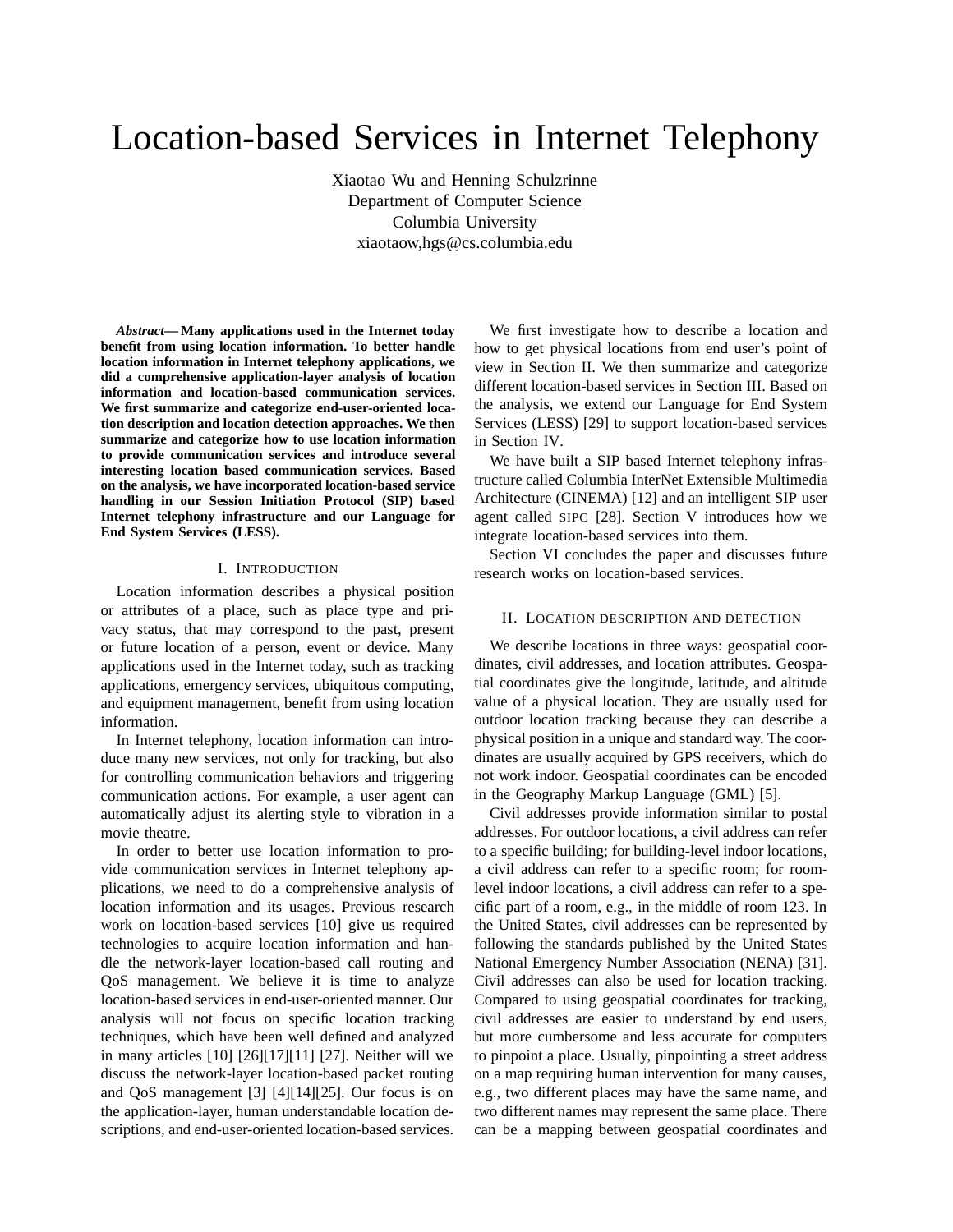# Location-based Services in Internet Telephony

Xiaotao Wu and Henning Schulzrinne
Department of Computer Science
Columbia University
xiaotaow,hgs@cs.columbia.edu

***Abstract*— Many applications used in the Internet today benefit from using location information. To better handle location information in Internet telephony applications, we did a comprehensive application-layer analysis of location information and location-based communication services. We first summarize and categorize end-user-oriented location description and location detection approaches. We then summarize and categorize how to use location information to provide communication services and introduce several interesting location based communication services. Based on the analysis, we have incorporated location-based service handling in our Session Initiation Protocol (SIP) based Internet telephony infrastructure and our Language for End System Services (LESS).**

## I. Introduction

Location information describes a physical position or attributes of a place, such as place type and privacy status, that may correspond to the past, present or future location of a person, event or device. Many applications used in the Internet today, such as tracking applications, emergency services, ubiquitous computing, and equipment management, benefit from using location information.

In Internet telephony, location information can introduce many new services, not only for tracking, but also for controlling communication behaviors and triggering communication actions. For example, a user agent can automatically adjust its alerting style to vibration in a movie theatre.

In order to better use location information to provide communication services in Internet telephony applications, we need to do a comprehensive analysis of location information and its usages. Previous research work on location-based services [10] give us required technologies to acquire location information and handle the network-layer location-based call routing and QoS management. We believe it is time to analyze location-based services in end-user-oriented manner. Our analysis will not focus on specific location tracking techniques, which have been well defined and analyzed in many articles [10] [26][17][11] [27]. Neither will we discuss the network-layer location-based packet routing and QoS management [3] [4][14][25]. Our focus is on the application-layer, human understandable location descriptions, and end-user-oriented location-based services.

We first investigate how to describe a location and how to get physical locations from end user's point of view in Section II. We then summarize and categorize different location-based services in Section III. Based on the analysis, we extend our Language for End System Services (LESS) [29] to support location-based services in Section IV.

We have built a SIP based Internet telephony infrastructure called Columbia InterNet Extensible Multimedia Architecture (CINEMA) [12] and an intelligent SIP user agent called SIPC [28]. Section V introduces how we integrate location-based services into them.

Section VI concludes the paper and discusses future research works on location-based services.

## II. Location description and detection

We describe locations in three ways: geospatial coordinates, civil addresses, and location attributes. Geospatial coordinates give the longitude, latitude, and altitude value of a physical location. They are usually used for outdoor location tracking because they can describe a physical position in a unique and standard way. The coordinates are usually acquired by GPS receivers, which do not work indoor. Geospatial coordinates can be encoded in the Geography Markup Language (GML) [5].

Civil addresses provide information similar to postal addresses. For outdoor locations, a civil address can refer to a specific building; for building-level indoor locations, a civil address can refer to a specific room; for room-level indoor locations, a civil address can refer to a specific part of a room, e.g., in the middle of room 123. In the United States, civil addresses can be represented by following the standards published by the United States National Emergency Number Association (NENA) [31]. Civil addresses can also be used for location tracking. Compared to using geospatial coordinates for tracking, civil addresses are easier to understand by end users, but more cumbersome and less accurate for computers to pinpoint a place. Usually, pinpointing a street address on a map requiring human intervention for many causes, e.g., two different places may have the same name, and two different names may represent the same place. There can be a mapping between geospatial coordinates and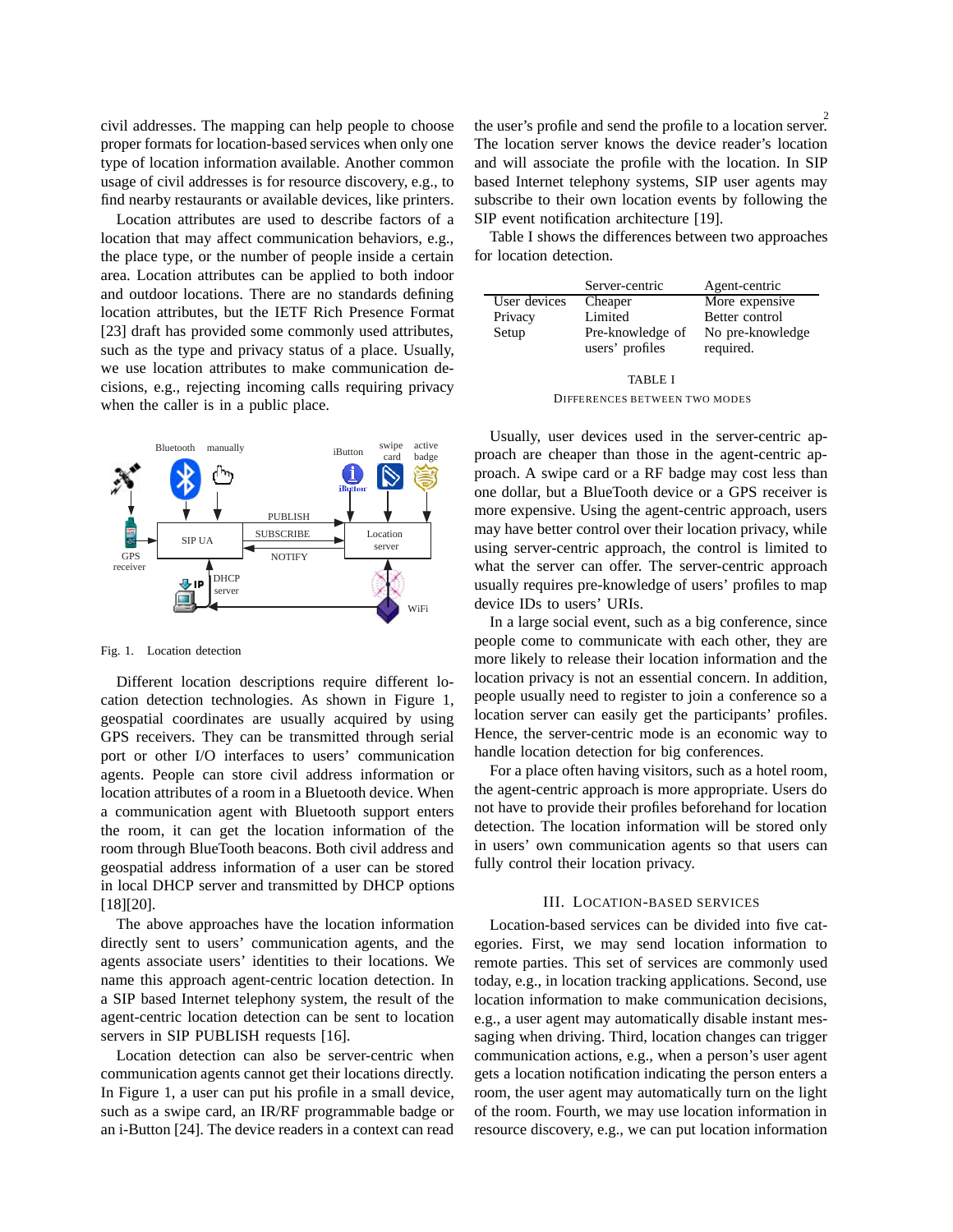civil addresses. The mapping can help people to choose proper formats for location-based services when only one type of location information available. Another common usage of civil addresses is for resource discovery, e.g., to find nearby restaurants or available devices, like printers.

Location attributes are used to describe factors of a location that may affect communication behaviors, e.g., the place type, or the number of people inside a certain area. Location attributes can be applied to both indoor and outdoor locations. There are no standards defining location attributes, but the IETF Rich Presence Format [23] draft has provided some commonly used attributes, such as the type and privacy status of a place. Usually, we use location attributes to make communication decisions, e.g., rejecting incoming calls requiring privacy when the caller is in a public place.

Fig. 1. Location detection

Different location descriptions require different location detection technologies. As shown in Figure 1, geospatial coordinates are usually acquired by using GPS receivers. They can be transmitted through serial port or other I/O interfaces to users' communication agents. People can store civil address information or location attributes of a room in a Bluetooth device. When a communication agent with Bluetooth support enters the room, it can get the location information of the room through BlueTooth beacons. Both civil address and geospatial address information of a user can be stored in local DHCP server and transmitted by DHCP options [18][20].

The above approaches have the location information directly sent to users' communication agents, and the agents associate users' identities to their locations. We name this approach agent-centric location detection. In a SIP based Internet telephony system, the result of the agent-centric location detection can be sent to location servers in SIP PUBLISH requests [16].

Location detection can also be server-centric when communication agents cannot get their locations directly. In Figure 1, a user can put his profile in a small device, such as a swipe card, an IR/RF programmable badge or an i-Button [24]. The device readers in a context can read the user's profile and send the profile to a location server. The location server knows the device reader's location and will associate the profile with the location. In SIP based Internet telephony systems, SIP user agents may subscribe to their own location events by following the SIP event notification architecture [19].

Table I shows the differences between two approaches for location detection.

| | Server-centric | Agent-centric |
|---|---|---|
| User devices | Cheaper | More expensive |
| Privacy | Limited | Better control |
| Setup | Pre-knowledge of users' profiles | No pre-knowledge required. |

TABLE I
DIFFERENCES BETWEEN TWO MODES

Usually, user devices used in the server-centric approach are cheaper than those in the agent-centric approach. A swipe card or a RF badge may cost less than one dollar, but a BlueTooth device or a GPS receiver is more expensive. Using the agent-centric approach, users may have better control over their location privacy, while using server-centric approach, the control is limited to what the server can offer. The server-centric approach usually requires pre-knowledge of users' profiles to map device IDs to users' URIs.

In a large social event, such as a big conference, since people come to communicate with each other, they are more likely to release their location information and the location privacy is not an essential concern. In addition, people usually need to register to join a conference so a location server can easily get the participants' profiles. Hence, the server-centric mode is an economic way to handle location detection for big conferences.

For a place often having visitors, such as a hotel room, the agent-centric approach is more appropriate. Users do not have to provide their profiles beforehand for location detection. The location information will be stored only in users' own communication agents so that users can fully control their location privacy.

## III. LOCATION-BASED SERVICES

Location-based services can be divided into five categories. First, we may send location information to remote parties. This set of services are commonly used today, e.g., in location tracking applications. Second, use location information to make communication decisions, e.g., a user agent may automatically disable instant messaging when driving. Third, location changes can trigger communication actions, e.g., when a person's user agent gets a location notification indicating the person enters a room, the user agent may automatically turn on the light of the room. Fourth, we may use location information in resource discovery, e.g., we can put location information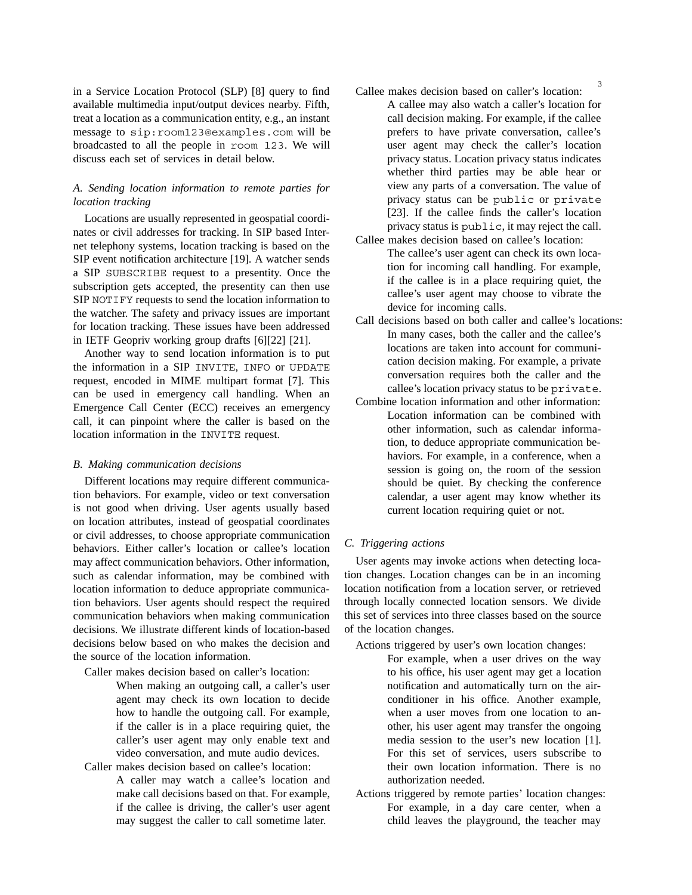in a Service Location Protocol (SLP) [8] query to find available multimedia input/output devices nearby. Fifth, treat a location as a communication entity, e.g., an instant message to `sip:room123@examples.com` will be broadcasted to all the people in `room 123`. We will discuss each set of services in detail below.

### *A. Sending location information to remote parties for location tracking*

Locations are usually represented in geospatial coordinates or civil addresses for tracking. In SIP based Internet telephony systems, location tracking is based on the SIP event notification architecture [19]. A watcher sends a SIP `SUBSCRIBE` request to a presentity. Once the subscription gets accepted, the presentity can then use SIP `NOTIFY` requests to send the location information to the watcher. The safety and privacy issues are important for location tracking. These issues have been addressed in IETF Geopriv working group drafts [6][22] [21].

Another way to send location information is to put the information in a SIP `INVITE`, `INFO` or `UPDATE` request, encoded in MIME multipart format [7]. This can be used in emergency call handling. When an Emergence Call Center (ECC) receives an emergency call, it can pinpoint where the caller is based on the location information in the `INVITE` request.

### *B. Making communication decisions*

Different locations may require different communication behaviors. For example, video or text conversation is not good when driving. User agents usually based on location attributes, instead of geospatial coordinates or civil addresses, to choose appropriate communication behaviors. Either caller's location or callee's location may affect communication behaviors. Other information, such as calendar information, may be combined with location information to deduce appropriate communication behaviors. User agents should respect the required communication behaviors when making communication decisions. We illustrate different kinds of location-based decisions below based on who makes the decision and the source of the location information.

Caller makes decision based on caller's location:
: When making an outgoing call, a caller's user agent may check its own location to decide how to handle the outgoing call. For example, if the caller is in a place requiring quiet, the caller's user agent may only enable text and video conversation, and mute audio devices.

Caller makes decision based on callee's location:
: A caller may watch a callee's location and make call decisions based on that. For example, if the callee is driving, the caller's user agent may suggest the caller to call sometime later.

Callee makes decision based on caller's location:
: A callee may also watch a caller's location for call decision making. For example, if the callee prefers to have private conversation, callee's user agent may check the caller's location privacy status. Location privacy status indicates whether third parties may be able hear or view any parts of a conversation. The value of privacy status can be `public` or `private` [23]. If the callee finds the caller's location privacy status is `public`, it may reject the call.

Callee makes decision based on callee's location:
: The callee's user agent can check its own location for incoming call handling. For example, if the callee is in a place requiring quiet, the callee's user agent may choose to vibrate the device for incoming calls.

Call decisions based on both caller and callee's locations:
: In many cases, both the caller and the callee's locations are taken into account for communication decision making. For example, a private conversation requires both the caller and the callee's location privacy status to be `private`.

Combine location information and other information:
: Location information can be combined with other information, such as calendar information, to deduce appropriate communication behaviors. For example, in a conference, when a session is going on, the room of the session should be quiet. By checking the conference calendar, a user agent may know whether its current location requiring quiet or not.

### *C. Triggering actions*

User agents may invoke actions when detecting location changes. Location changes can be in an incoming location notification from a location server, or retrieved through locally connected location sensors. We divide this set of services into three classes based on the source of the location changes.

Actions triggered by user's own location changes:
: For example, when a user drives on the way to his office, his user agent may get a location notification and automatically turn on the air-conditioner in his office. Another example, when a user moves from one location to another, his user agent may transfer the ongoing media session to the user's new location [1]. For this set of services, users subscribe to their own location information. There is no authorization needed.

Actions triggered by remote parties' location changes:
: For example, in a day care center, when a child leaves the playground, the teacher may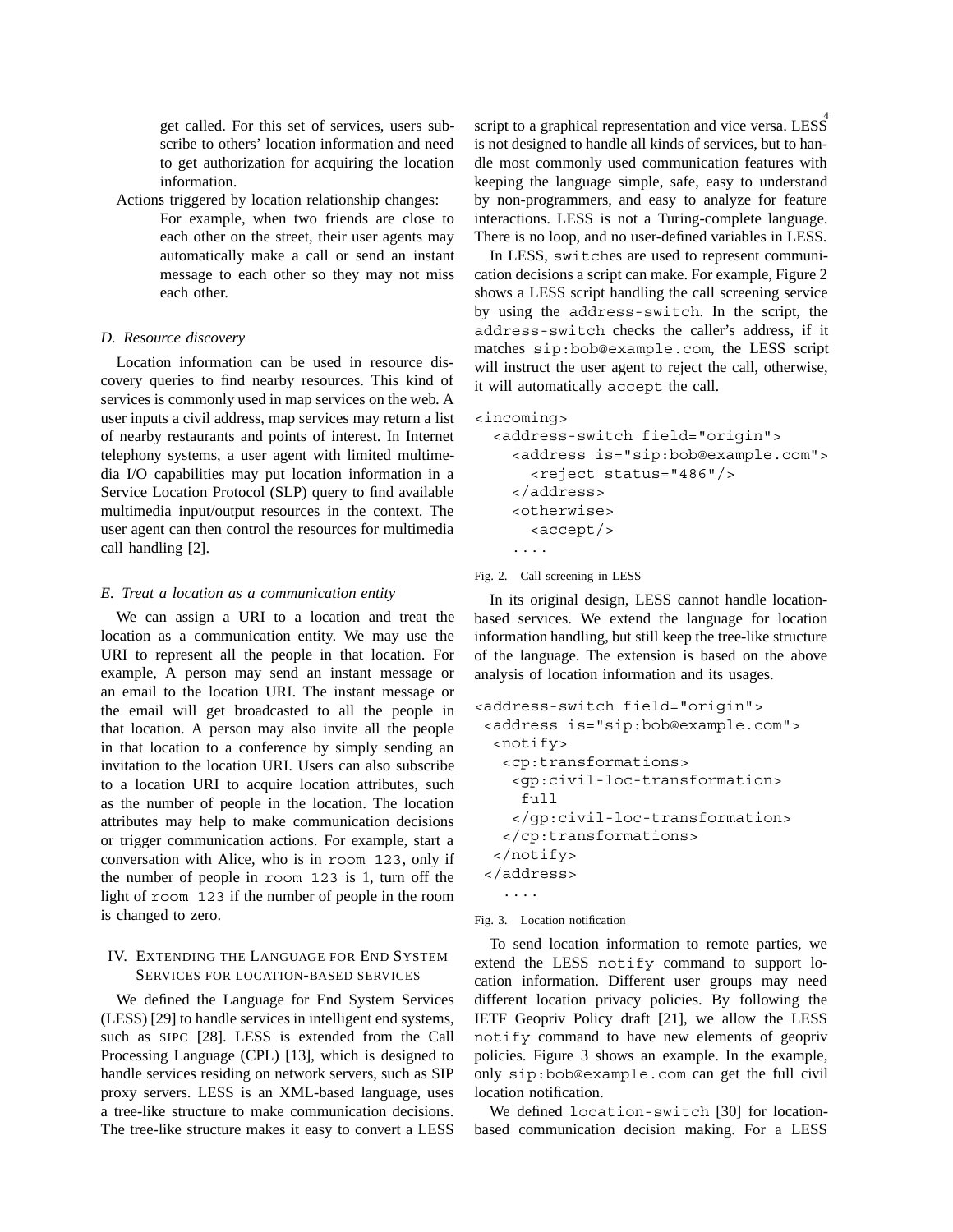get called. For this set of services, users subscribe to others' location information and need to get authorization for acquiring the location information.

Actions triggered by location relationship changes:
For example, when two friends are close to each other on the street, their user agents may automatically make a call or send an instant message to each other so they may not miss each other.

### D. Resource discovery

Location information can be used in resource discovery queries to find nearby resources. This kind of services is commonly used in map services on the web. A user inputs a civil address, map services may return a list of nearby restaurants and points of interest. In Internet telephony systems, a user agent with limited multimedia I/O capabilities may put location information in a Service Location Protocol (SLP) query to find available multimedia input/output resources in the context. The user agent can then control the resources for multimedia call handling [2].

### E. Treat a location as a communication entity

We can assign a URI to a location and treat the location as a communication entity. We may use the URI to represent all the people in that location. For example, A person may send an instant message or an email to the location URI. The instant message or the email will get broadcasted to all the people in that location. A person may also invite all the people in that location to a conference by simply sending an invitation to the location URI. Users can also subscribe to a location URI to acquire location attributes, such as the number of people in the location. The location attributes may help to make communication decisions or trigger communication actions. For example, start a conversation with Alice, who is in `room 123`, only if the number of people in `room 123` is 1, turn off the light of `room 123` if the number of people in the room is changed to zero.

## IV. Extending the Language for End System Services for location-based services

We defined the Language for End System Services (LESS) [29] to handle services in intelligent end systems, such as SIPC [28]. LESS is extended from the Call Processing Language (CPL) [13], which is designed to handle services residing on network servers, such as SIP proxy servers. LESS is an XML-based language, uses a tree-like structure to make communication decisions. The tree-like structure makes it easy to convert a LESS script to a graphical representation and vice versa. LESS is not designed to handle all kinds of services, but to handle most commonly used communication features with keeping the language simple, safe, easy to understand by non-programmers, and easy to analyze for feature interactions. LESS is not a Turing-complete language. There is no loop, and no user-defined variables in LESS.

In LESS, `switch`es are used to represent communication decisions a script can make. For example, Figure 2 shows a LESS script handling the call screening service by using the `address-switch`. In the script, the `address-switch` checks the caller's address, if it matches `sip:bob@example.com`, the LESS script will instruct the user agent to reject the call, otherwise, it will automatically `accept` the call.

```
<incoming>
  <address-switch field="origin">
    <address is="sip:bob@example.com">
      <reject status="486"/>
    </address>
    <otherwise>
      <accept/>
    ....
```

Fig. 2. Call screening in LESS

In its original design, LESS cannot handle location-based services. We extend the language for location information handling, but still keep the tree-like structure of the language. The extension is based on the above analysis of location information and its usages.

```
<address-switch field="origin">
 <address is="sip:bob@example.com">
  <notify>
   <cp:transformations>
    <gp:civil-loc-transformation>
     full
    </gp:civil-loc-transformation>
   </cp:transformations>
  </notify>
 </address>
   ....
```

Fig. 3. Location notification

To send location information to remote parties, we extend the LESS `notify` command to support location information. Different user groups may need different location privacy policies. By following the IETF Geopriv Policy draft [21], we allow the LESS `notify` command to have new elements of geopriv policies. Figure 3 shows an example. In the example, only `sip:bob@example.com` can get the full civil location notification.

We defined `location-switch` [30] for location-based communication decision making. For a LESS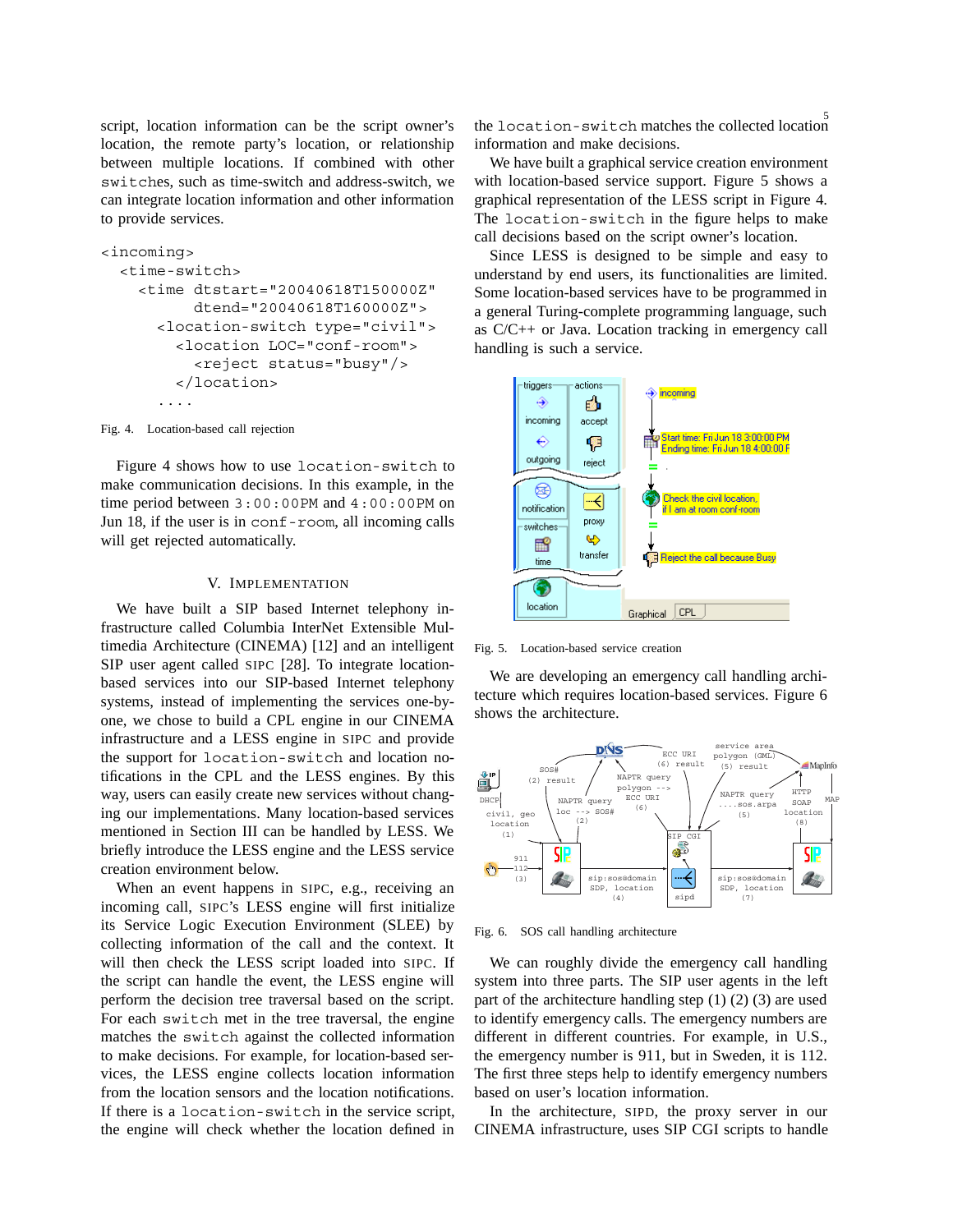script, location information can be the script owner's location, the remote party's location, or relationship between multiple locations. If combined with other switches, such as time-switch and address-switch, we can integrate location information and other information to provide services.

```
<incoming>
  <time-switch>
    <time dtstart="20040618T150000Z"
          dtend="20040618T160000Z">
      <location-switch type="civil">
        <location LOC="conf-room">
          <reject status="busy"/>
        </location>
      ....
```

Fig. 4. Location-based call rejection

Figure 4 shows how to use location-switch to make communication decisions. In this example, in the time period between 3:00:00PM and 4:00:00PM on Jun 18, if the user is in conf-room, all incoming calls will get rejected automatically.

## V. Implementation

We have built a SIP based Internet telephony infrastructure called Columbia InterNet Extensible Multimedia Architecture (CINEMA) [12] and an intelligent SIP user agent called SIPC [28]. To integrate location-based services into our SIP-based Internet telephony systems, instead of implementing the services one-by-one, we chose to build a CPL engine in our CINEMA infrastructure and a LESS engine in SIPC and provide the support for location-switch and location notifications in the CPL and the LESS engines. By this way, users can easily create new services without changing our implementations. Many location-based services mentioned in Section III can be handled by LESS. We briefly introduce the LESS engine and the LESS service creation environment below.

When an event happens in SIPC, e.g., receiving an incoming call, SIPC's LESS engine will first initialize its Service Logic Execution Environment (SLEE) by collecting information of the call and the context. It will then check the LESS script loaded into SIPC. If the script can handle the event, the LESS engine will perform the decision tree traversal based on the script. For each switch met in the tree traversal, the engine matches the switch against the collected information to make decisions. For example, for location-based services, the LESS engine collects location information from the location sensors and the location notifications. If there is a location-switch in the service script, the engine will check whether the location defined in the location-switch matches the collected location information and make decisions.

We have built a graphical service creation environment with location-based service support. Figure 5 shows a graphical representation of the LESS script in Figure 4. The location-switch in the figure helps to make call decisions based on the script owner's location.

Since LESS is designed to be simple and easy to understand by end users, its functionalities are limited. Some location-based services have to be programmed in a general Turing-complete programming language, such as C/C++ or Java. Location tracking in emergency call handling is such a service.

Fig. 5. Location-based service creation

We are developing an emergency call handling architecture which requires location-based services. Figure 6 shows the architecture.

Fig. 6. SOS call handling architecture

We can roughly divide the emergency call handling system into three parts. The SIP user agents in the left part of the architecture handling step (1) (2) (3) are used to identify emergency calls. The emergency numbers are different in different countries. For example, in U.S., the emergency number is 911, but in Sweden, it is 112. The first three steps help to identify emergency numbers based on user's location information.

In the architecture, SIPD, the proxy server in our CINEMA infrastructure, uses SIP CGI scripts to handle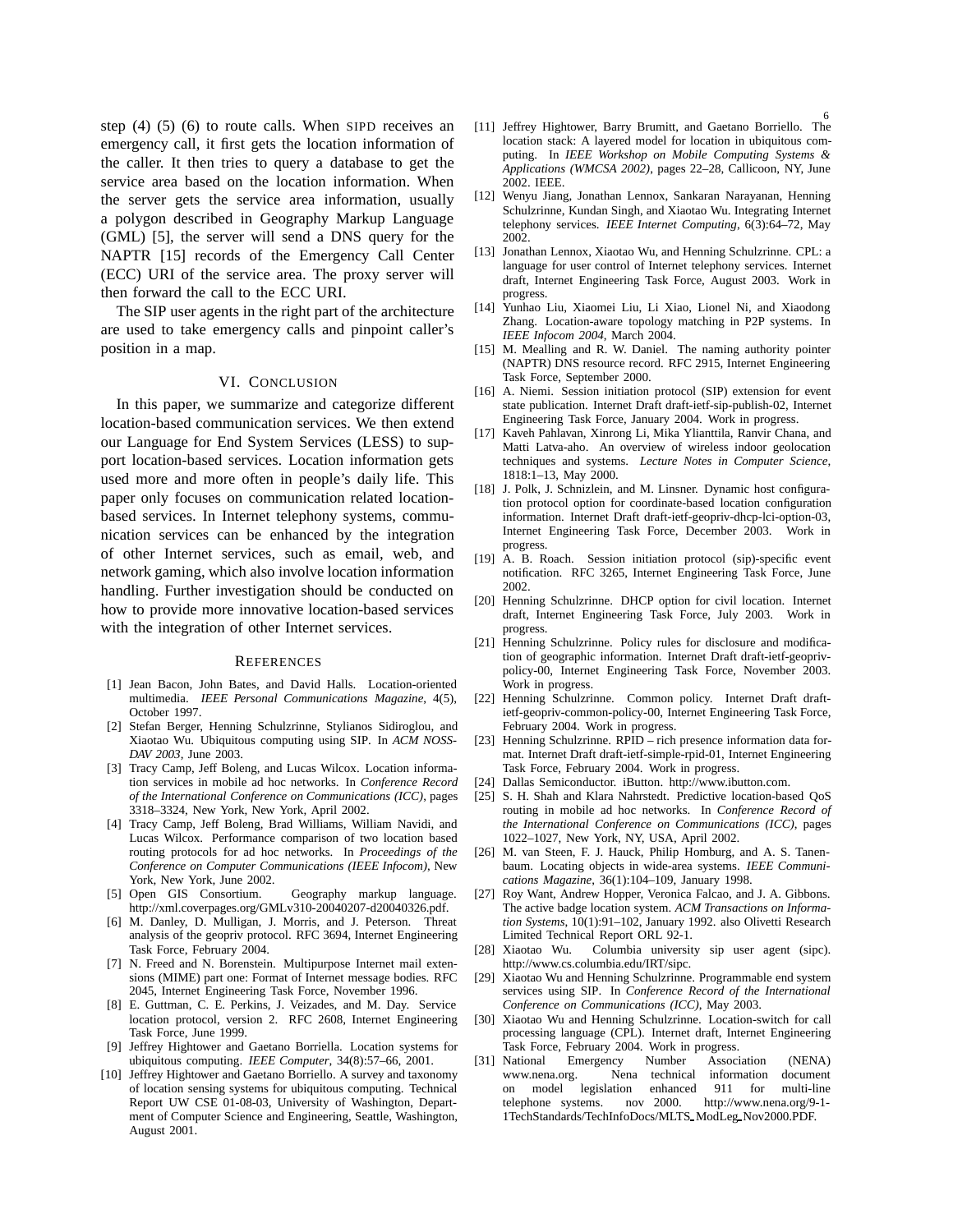step (4) (5) (6) to route calls. When SIPD receives an emergency call, it first gets the location information of the caller. It then tries to query a database to get the service area based on the location information. When the server gets the service area information, usually a polygon described in Geography Markup Language (GML) [5], the server will send a DNS query for the NAPTR [15] records of the Emergency Call Center (ECC) URI of the service area. The proxy server will then forward the call to the ECC URI.

The SIP user agents in the right part of the architecture are used to take emergency calls and pinpoint caller's position in a map.

## VI. Conclusion

In this paper, we summarize and categorize different location-based communication services. We then extend our Language for End System Services (LESS) to support location-based services. Location information gets used more and more often in people's daily life. This paper only focuses on communication related location-based services. In Internet telephony systems, communication services can be enhanced by the integration of other Internet services, such as email, web, and network gaming, which also involve location information handling. Further investigation should be conducted on how to provide more innovative location-based services with the integration of other Internet services.

## References

[1] Jean Bacon, John Bates, and David Halls. Location-oriented multimedia. *IEEE Personal Communications Magazine*, 4(5), October 1997.

[2] Stefan Berger, Henning Schulzrinne, Stylianos Sidiroglou, and Xiaotao Wu. Ubiquitous computing using SIP. In *ACM NOSS-DAV 2003*, June 2003.

[3] Tracy Camp, Jeff Boleng, and Lucas Wilcox. Location information services in mobile ad hoc networks. In *Conference Record of the International Conference on Communications (ICC)*, pages 3318–3324, New York, New York, April 2002.

[4] Tracy Camp, Jeff Boleng, Brad Williams, William Navidi, and Lucas Wilcox. Performance comparison of two location based routing protocols for ad hoc networks. In *Proceedings of the Conference on Computer Communications (IEEE Infocom)*, New York, New York, June 2002.

[5] Open GIS Consortium. Geography markup language. http://xml.coverpages.org/GMLv310-20040207-d20040326.pdf.

[6] M. Danley, D. Mulligan, J. Morris, and J. Peterson. Threat analysis of the geopriv protocol. RFC 3694, Internet Engineering Task Force, February 2004.

[7] N. Freed and N. Borenstein. Multipurpose Internet mail extensions (MIME) part one: Format of Internet message bodies. RFC 2045, Internet Engineering Task Force, November 1996.

[8] E. Guttman, C. E. Perkins, J. Veizades, and M. Day. Service location protocol, version 2. RFC 2608, Internet Engineering Task Force, June 1999.

[9] Jeffrey Hightower and Gaetano Borriella. Location systems for ubiquitous computing. *IEEE Computer*, 34(8):57–66, 2001.

[10] Jeffrey Hightower and Gaetano Borriello. A survey and taxonomy of location sensing systems for ubiquitous computing. Technical Report UW CSE 01-08-03, University of Washington, Department of Computer Science and Engineering, Seattle, Washington, August 2001.

[11] Jeffrey Hightower, Barry Brumitt, and Gaetano Borriello. The location stack: A layered model for location in ubiquitous computing. In *IEEE Workshop on Mobile Computing Systems & Applications (WMCSA 2002)*, pages 22–28, Callicoon, NY, June 2002. IEEE.

[12] Wenyu Jiang, Jonathan Lennox, Sankaran Narayanan, Henning Schulzrinne, Kundan Singh, and Xiaotao Wu. Integrating Internet telephony services. *IEEE Internet Computing*, 6(3):64–72, May 2002.

[13] Jonathan Lennox, Xiaotao Wu, and Henning Schulzrinne. CPL: a language for user control of Internet telephony services. Internet draft, Internet Engineering Task Force, August 2003. Work in progress.

[14] Yunhao Liu, Xiaomei Liu, Li Xiao, Lionel Ni, and Xiaodong Zhang. Location-aware topology matching in P2P systems. In *IEEE Infocom 2004*, March 2004.

[15] M. Mealling and R. W. Daniel. The naming authority pointer (NAPTR) DNS resource record. RFC 2915, Internet Engineering Task Force, September 2000.

[16] A. Niemi. Session initiation protocol (SIP) extension for event state publication. Internet Draft draft-ietf-sip-publish-02, Internet Engineering Task Force, January 2004. Work in progress.

[17] Kaveh Pahlavan, Xinrong Li, Mika Ylianttila, Ranvir Chana, and Matti Latva-aho. An overview of wireless indoor geolocation techniques and systems. *Lecture Notes in Computer Science*, 1818:1–13, May 2000.

[18] J. Polk, J. Schnizlein, and M. Linsner. Dynamic host configuration protocol option for coordinate-based location configuration information. Internet Draft draft-ietf-geopriv-dhcp-lci-option-03, Internet Engineering Task Force, December 2003. Work in progress.

[19] A. B. Roach. Session initiation protocol (sip)-specific event notification. RFC 3265, Internet Engineering Task Force, June 2002.

[20] Henning Schulzrinne. DHCP option for civil location. Internet draft, Internet Engineering Task Force, July 2003. Work in progress.

[21] Henning Schulzrinne. Policy rules for disclosure and modification of geographic information. Internet Draft draft-ietf-geopriv-policy-00, Internet Engineering Task Force, November 2003. Work in progress.

[22] Henning Schulzrinne. Common policy. Internet Draft draft-ietf-geopriv-common-policy-00, Internet Engineering Task Force, February 2004. Work in progress.

[23] Henning Schulzrinne. RPID – rich presence information data format. Internet Draft draft-ietf-simple-rpid-01, Internet Engineering Task Force, February 2004. Work in progress.

[24] Dallas Semiconductor. iButton. http://www.ibutton.com.

[25] S. H. Shah and Klara Nahrstedt. Predictive location-based QoS routing in mobile ad hoc networks. In *Conference Record of the International Conference on Communications (ICC)*, pages 1022–1027, New York, NY, USA, April 2002.

[26] M. van Steen, F. J. Hauck, Philip Homburg, and A. S. Tanenbaum. Locating objects in wide-area systems. *IEEE Communications Magazine*, 36(1):104–109, January 1998.

[27] Roy Want, Andrew Hopper, Veronica Falcao, and J. A. Gibbons. The active badge location system. *ACM Transactions on Information Systems*, 10(1):91–102, January 1992. also Olivetti Research Limited Technical Report ORL 92-1.

[28] Xiaotao Wu. Columbia university sip user agent (sipc). http://www.cs.columbia.edu/IRT/sipc.

[29] Xiaotao Wu and Henning Schulzrinne. Programmable end system services using SIP. In *Conference Record of the International Conference on Communications (ICC)*, May 2003.

[30] Xiaotao Wu and Henning Schulzrinne. Location-switch for call processing language (CPL). Internet draft, Internet Engineering Task Force, February 2004. Work in progress.

[31] National Emergency Number Association (NENA) www.nena.org. Nena technical information document on model legislation enhanced 911 for multi-line telephone systems. nov 2000. http://www.nena.org/9-1-1TechStandards/TechInfoDocs/MLTS_ModLeg_Nov2000.PDF.